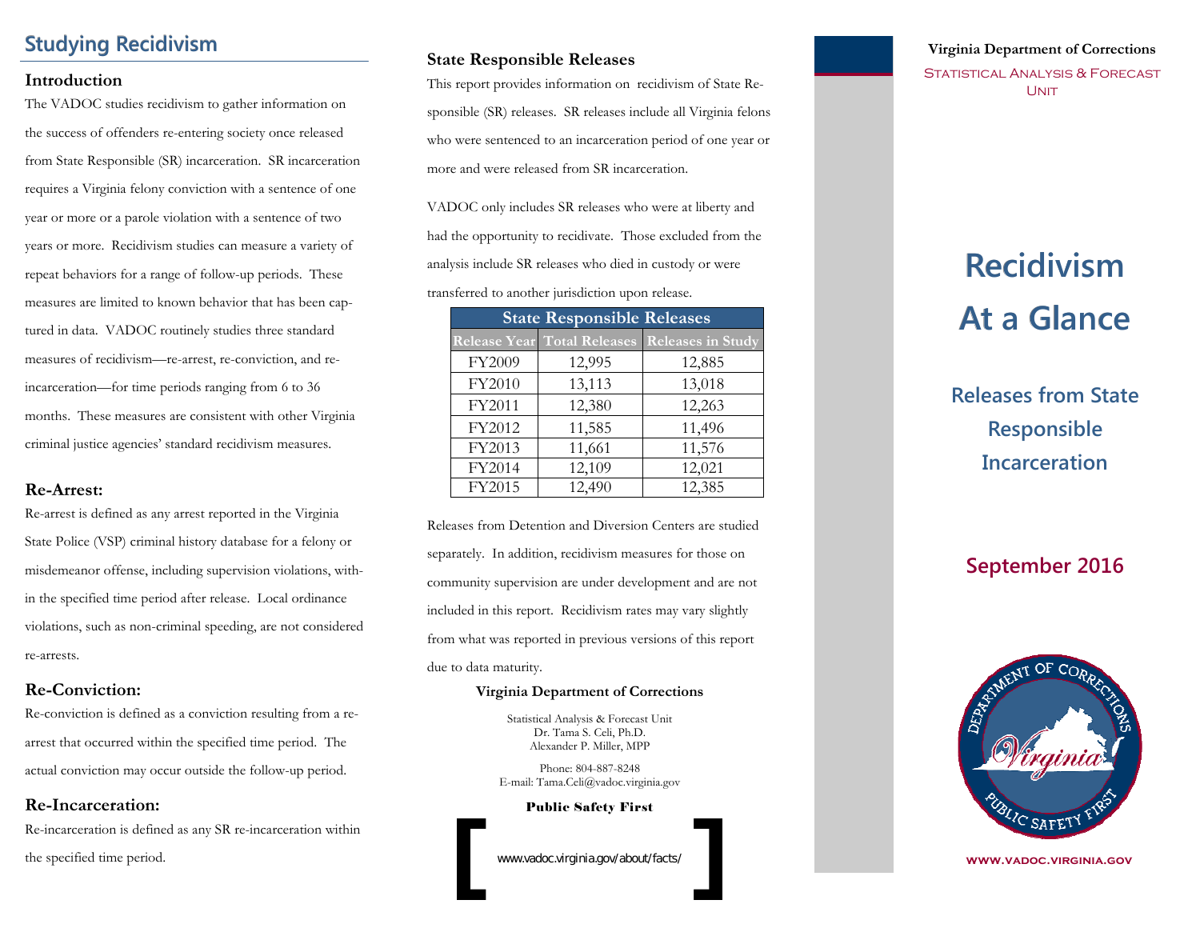## Studying Recidivism

### Introduction

The VADOC studies recidivism to gather information on the success of offenders re-entering society once released from State Responsible (SR) incarceration. SR incarceration requires a Virginia felony conviction with a sentence of one year or more or a parole violation with a sentence of two years or more. Recidivism studies can measure a variety of repeat behaviors for a range of follow-up periods. These measures are limited to known behavior that has been captured in data. VADOC routinely studies three standard measures of recidivism—re-arrest, re-conviction, and re-incarceration—for time periods ranging from 6 to 36 months. These measures are consistent with other Virginia criminal justice agencies' standard recidivism measures.

### Re-Arrest:

Re-arrest is defined as any arrest reported in the Virginia State Police (VSP) criminal history database for a felony or misdemeanor offense, including supervision violations, within the specified time period after release. Local ordinance violations, such as non-criminal speeding, are not considered re-arrests.

### Re-Conviction:

Re-conviction is defined as a conviction resulting from a re-arrest that occurred within the specified time period. The actual conviction may occur outside the follow-up period.

### Re-Incarceration:

Re-incarceration is defined as any SR re-incarceration within the specified time period.

### State Responsible Releases

This report provides information on recidivism of State Responsible (SR) releases. SR releases include all Virginia felons who were sentenced to an incarceration period of one year or more and were released from SR incarceration.

VADOC only includes SR releases who were at liberty and had the opportunity to recidivate. Those excluded from the analysis include SR releases who died in custody or were transferred to another jurisdiction upon release.

| State Responsible Releases | | |
|---|---|---|
| Release Year | Total Releases | Releases in Study |
| FY2009 | 12,995 | 12,885 |
| FY2010 | 13,113 | 13,018 |
| FY2011 | 12,380 | 12,263 |
| FY2012 | 11,585 | 11,496 |
| FY2013 | 11,661 | 11,576 |
| FY2014 | 12,109 | 12,021 |
| FY2015 | 12,490 | 12,385 |

Releases from Detention and Diversion Centers are studied separately. In addition, recidivism measures for those on community supervision are under development and are not included in this report. Recidivism rates may vary slightly from what was reported in previous versions of this report due to data maturity.

**Virginia Department of Corrections**

Statistical Analysis & Forecast Unit
Dr. Tama S. Celi, Ph.D.
Alexander P. Miller, MPP

Phone: 804-887-8248
E-mail: Tama.Celi@vadoc.virginia.gov

**Public Safety First**

[ www.vadoc.virginia.gov/about/facts/ ]

**Virginia Department of Corrections**

STATISTICAL ANALYSIS & FORECAST UNIT

# Recidivism At a Glance

## Releases from State Responsible Incarceration

## September 2016

DEPARTMENT OF CORRECTIONS · Virginia · PUBLIC SAFETY FIRST

**WWW.VADOC.VIRGINIA.GOV**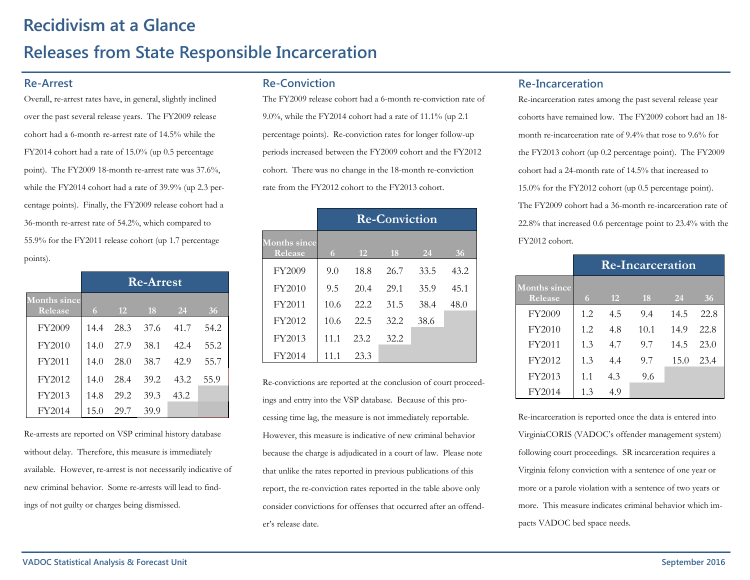# Recidivism at a Glance

# Releases from State Responsible Incarceration

## Re-Arrest

Overall, re-arrest rates have, in general, slightly inclined over the past several release years. The FY2009 release cohort had a 6-month re-arrest rate of 14.5% while the FY2014 cohort had a rate of 15.0% (up 0.5 percentage point). The FY2009 18-month re-arrest rate was 37.6%, while the FY2014 cohort had a rate of 39.9% (up 2.3 percentage points). Finally, the FY2009 release cohort had a 36-month re-arrest rate of 54.2%, which compared to 55.9% for the FY2011 release cohort (up 1.7 percentage points).

| | Re-Arrest | | | | |
|---|---|---|---|---|---|
| Months since Release | 6 | 12 | 18 | 24 | 36 |
| FY2009 | 14.4 | 28.3 | 37.6 | 41.7 | 54.2 |
| FY2010 | 14.0 | 27.9 | 38.1 | 42.4 | 55.2 |
| FY2011 | 14.0 | 28.0 | 38.7 | 42.9 | 55.7 |
| FY2012 | 14.0 | 28.4 | 39.2 | 43.2 | 55.9 |
| FY2013 | 14.8 | 29.2 | 39.3 | 43.2 | |
| FY2014 | 15.0 | 29.7 | 39.9 | | |

Re-arrests are reported on VSP criminal history database without delay. Therefore, this measure is immediately available. However, re-arrest is not necessarily indicative of new criminal behavior. Some re-arrests will lead to findings of not guilty or charges being dismissed.

## Re-Conviction

The FY2009 release cohort had a 6-month re-conviction rate of 9.0%, while the FY2014 cohort had a rate of 11.1% (up 2.1 percentage points). Re-conviction rates for longer follow-up periods increased between the FY2009 cohort and the FY2012 cohort. There was no change in the 18-month re-conviction rate from the FY2012 cohort to the FY2013 cohort.

| | Re-Conviction | | | | |
|---|---|---|---|---|---|
| Months since Release | 6 | 12 | 18 | 24 | 36 |
| FY2009 | 9.0 | 18.8 | 26.7 | 33.5 | 43.2 |
| FY2010 | 9.5 | 20.4 | 29.1 | 35.9 | 45.1 |
| FY2011 | 10.6 | 22.2 | 31.5 | 38.4 | 48.0 |
| FY2012 | 10.6 | 22.5 | 32.2 | 38.6 | |
| FY2013 | 11.1 | 23.2 | 32.2 | | |
| FY2014 | 11.1 | 23.3 | | | |

Re-convictions are reported at the conclusion of court proceedings and entry into the VSP database. Because of this processing time lag, the measure is not immediately reportable. However, this measure is indicative of new criminal behavior because the charge is adjudicated in a court of law. Please note that unlike the rates reported in previous publications of this report, the re-conviction rates reported in the table above only consider convictions for offenses that occurred after an offender's release date.

## Re-Incarceration

Re-incarceration rates among the past several release year cohorts have remained low. The FY2009 cohort had an 18-month re-incarceration rate of 9.4% that rose to 9.6% for the FY2013 cohort (up 0.2 percentage point). The FY2009 cohort had a 24-month rate of 14.5% that increased to 15.0% for the FY2012 cohort (up 0.5 percentage point). The FY2009 cohort had a 36-month re-incarceration rate of 22.8% that increased 0.6 percentage point to 23.4% with the FY2012 cohort.

| | Re-Incarceration | | | | |
|---|---|---|---|---|---|
| Months since Release | 6 | 12 | 18 | 24 | 36 |
| FY2009 | 1.2 | 4.5 | 9.4 | 14.5 | 22.8 |
| FY2010 | 1.2 | 4.8 | 10.1 | 14.9 | 22.8 |
| FY2011 | 1.3 | 4.7 | 9.7 | 14.5 | 23.0 |
| FY2012 | 1.3 | 4.4 | 9.7 | 15.0 | 23.4 |
| FY2013 | 1.1 | 4.3 | 9.6 | | |
| FY2014 | 1.3 | 4.9 | | | |

Re-incarceration is reported once the data is entered into VirginiaCORIS (VADOC's offender management system) following court proceedings. SR incarceration requires a Virginia felony conviction with a sentence of one year or more or a parole violation with a sentence of two years or more. This measure indicates criminal behavior which impacts VADOC bed space needs.